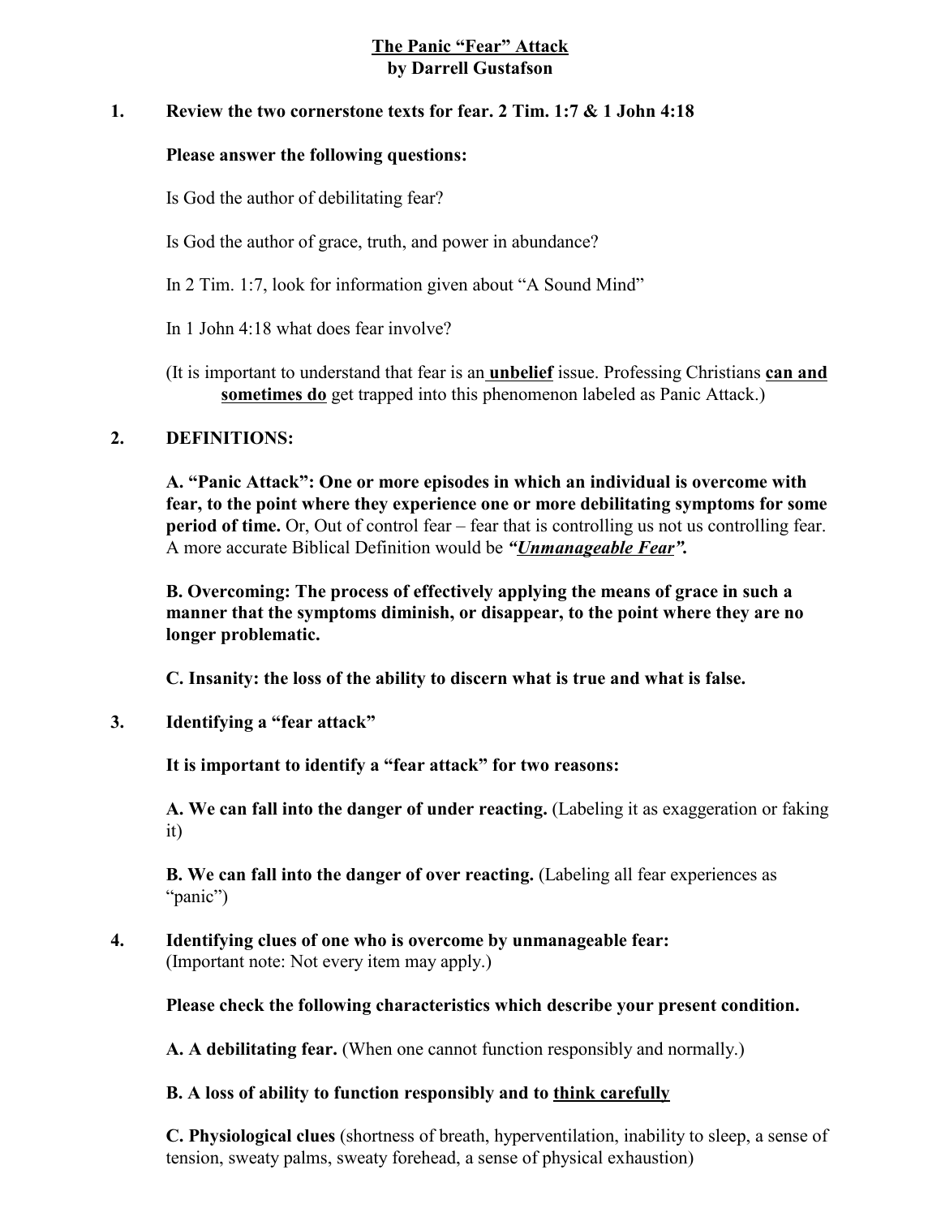# The Panic "Fear" Attack
## by Darrell Gustafson

1. **Review the two cornerstone texts for fear. 2 Tim. 1:7 & 1 John 4:18**

   **Please answer the following questions:**

   Is God the author of debilitating fear?

   Is God the author of grace, truth, and power in abundance?

   In 2 Tim. 1:7, look for information given about "A Sound Mind"

   In 1 John 4:18 what does fear involve?

   (It is important to understand that fear is an **<u>unbelief</u>** issue. Professing Christians **<u>can and sometimes do</u>** get trapped into this phenomenon labeled as Panic Attack.)

2. **DEFINITIONS:**

   **A. "Panic Attack": One or more episodes in which an individual is overcome with fear, to the point where they experience one or more debilitating symptoms for some period of time.** Or, Out of control fear – fear that is controlling us not us controlling fear. A more accurate Biblical Definition would be ***"<u>Unmanageable Fear</u>".***

   **B. Overcoming: The process of effectively applying the means of grace in such a manner that the symptoms diminish, or disappear, to the point where they are no longer problematic.**

   **C. Insanity: the loss of the ability to discern what is true and what is false.**

3. **Identifying a "fear attack"**

   **It is important to identify a "fear attack" for two reasons:**

   **A. We can fall into the danger of under reacting.** (Labeling it as exaggeration or faking it)

   **B. We can fall into the danger of over reacting.** (Labeling all fear experiences as "panic")

4. **Identifying clues of one who is overcome by unmanageable fear:**
   (Important note: Not every item may apply.)

   **Please check the following characteristics which describe your present condition.**

   **A. A debilitating fear.** (When one cannot function responsibly and normally.)

   **B. A loss of ability to function responsibly and to <u>think carefully</u>**

   **C. Physiological clues** (shortness of breath, hyperventilation, inability to sleep, a sense of tension, sweaty palms, sweaty forehead, a sense of physical exhaustion)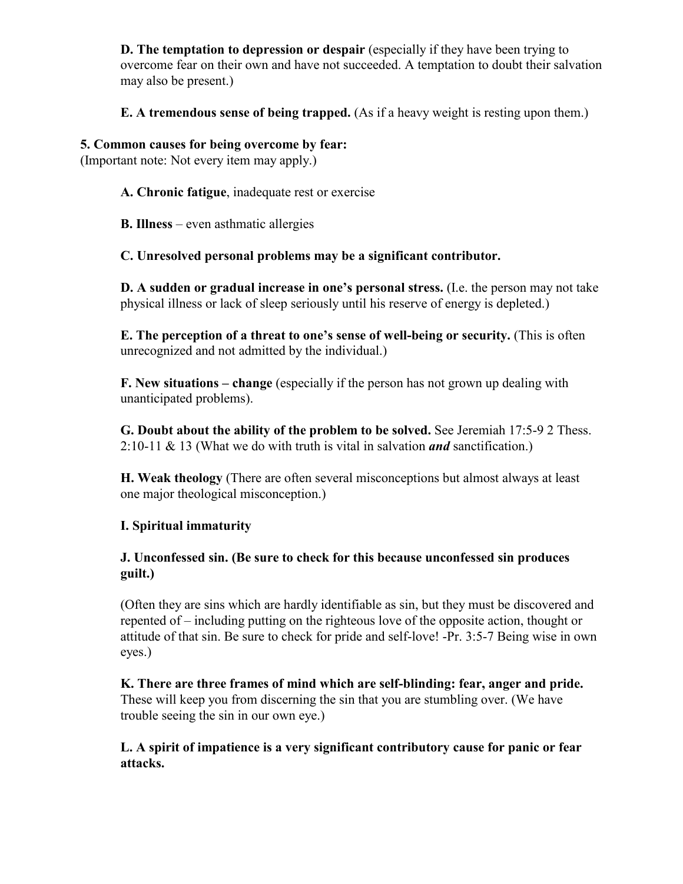**D. The temptation to depression or despair** (especially if they have been trying to overcome fear on their own and have not succeeded. A temptation to doubt their salvation may also be present.)

**E. A tremendous sense of being trapped.** (As if a heavy weight is resting upon them.)

**5. Common causes for being overcome by fear:**
(Important note: Not every item may apply.)

**A. Chronic fatigue**, inadequate rest or exercise

**B. Illness** – even asthmatic allergies

**C. Unresolved personal problems may be a significant contributor.**

**D. A sudden or gradual increase in one's personal stress.** (I.e. the person may not take physical illness or lack of sleep seriously until his reserve of energy is depleted.)

**E. The perception of a threat to one's sense of well-being or security.** (This is often unrecognized and not admitted by the individual.)

**F. New situations – change** (especially if the person has not grown up dealing with unanticipated problems).

**G. Doubt about the ability of the problem to be solved.** See Jeremiah 17:5-9 2 Thess. 2:10-11 & 13 (What we do with truth is vital in salvation ***and*** sanctification.)

**H. Weak theology** (There are often several misconceptions but almost always at least one major theological misconception.)

**I. Spiritual immaturity**

**J. Unconfessed sin. (Be sure to check for this because unconfessed sin produces guilt.)**

(Often they are sins which are hardly identifiable as sin, but they must be discovered and repented of – including putting on the righteous love of the opposite action, thought or attitude of that sin. Be sure to check for pride and self-love! -Pr. 3:5-7 Being wise in own eyes.)

**K. There are three frames of mind which are self-blinding: fear, anger and pride.** These will keep you from discerning the sin that you are stumbling over. (We have trouble seeing the sin in our own eye.)

**L. A spirit of impatience is a very significant contributory cause for panic or fear attacks.**